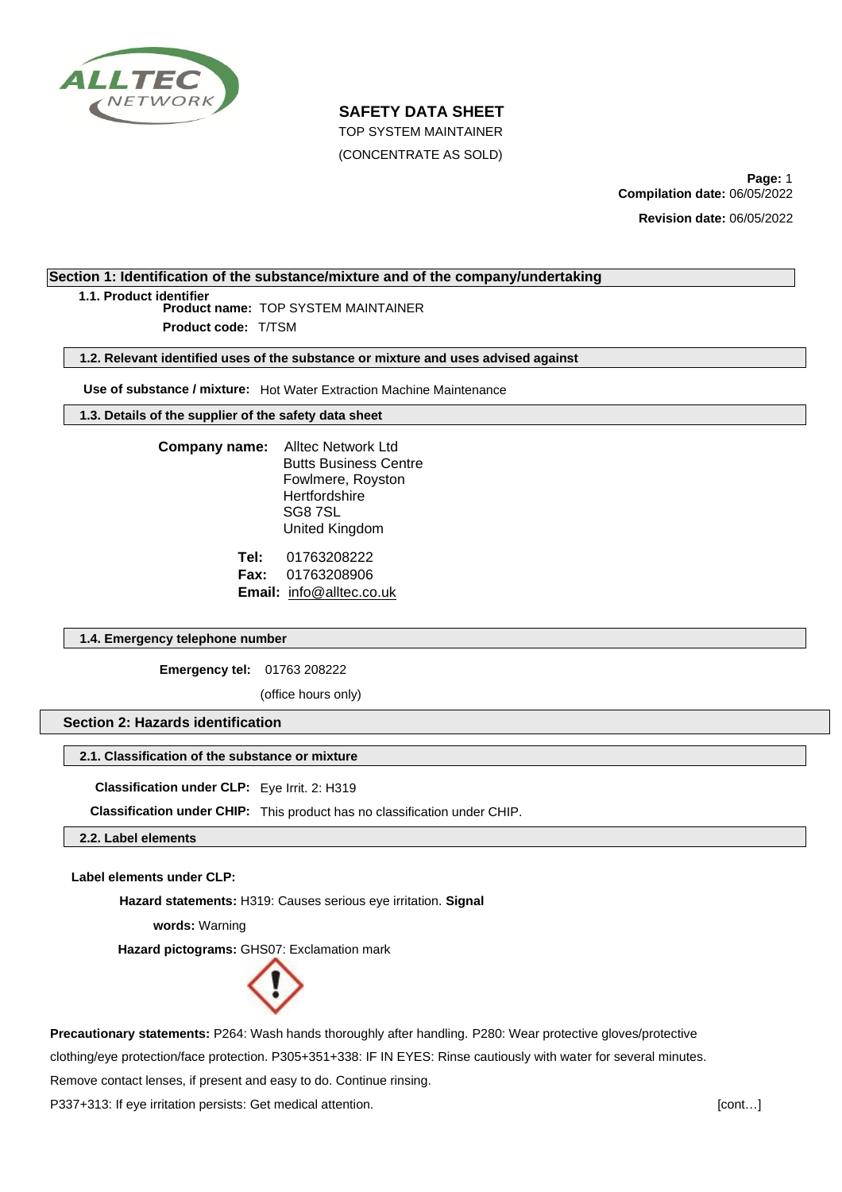# SAFETY DATA SHEET

TOP SYSTEM MAINTAINER

(CONCENTRATE AS SOLD)

**Page:** 1

**Compilation date:** 06/05/2022

**Revision date:** 06/05/2022

## Section 1: Identification of the substance/mixture and of the company/undertaking

### 1.1. Product identifier

**Product name:** TOP SYSTEM MAINTAINER

**Product code:** T/TSM

### 1.2. Relevant identified uses of the substance or mixture and uses advised against

**Use of substance / mixture:** Hot Water Extraction Machine Maintenance

### 1.3. Details of the supplier of the safety data sheet

**Company name:** Alltec Network Ltd
Butts Business Centre
Fowlmere, Royston
Hertfordshire
SG8 7SL
United Kingdom

**Tel:** 01763208222
**Fax:** 01763208906
**Email:** info@alltec.co.uk

### 1.4. Emergency telephone number

**Emergency tel:** 01763 208222

(office hours only)

## Section 2: Hazards identification

### 2.1. Classification of the substance or mixture

**Classification under CLP:** Eye Irrit. 2: H319

**Classification under CHIP:** This product has no classification under CHIP.

### 2.2. Label elements

**Label elements under CLP:**

**Hazard statements:** H319: Causes serious eye irritation.

**Signal words:** Warning

**Hazard pictograms:** GHS07: Exclamation mark

**Precautionary statements:** P264: Wash hands thoroughly after handling. P280: Wear protective gloves/protective clothing/eye protection/face protection. P305+351+338: IF IN EYES: Rinse cautiously with water for several minutes. Remove contact lenses, if present and easy to do. Continue rinsing.

P337+313: If eye irritation persists: Get medical attention.

[cont…]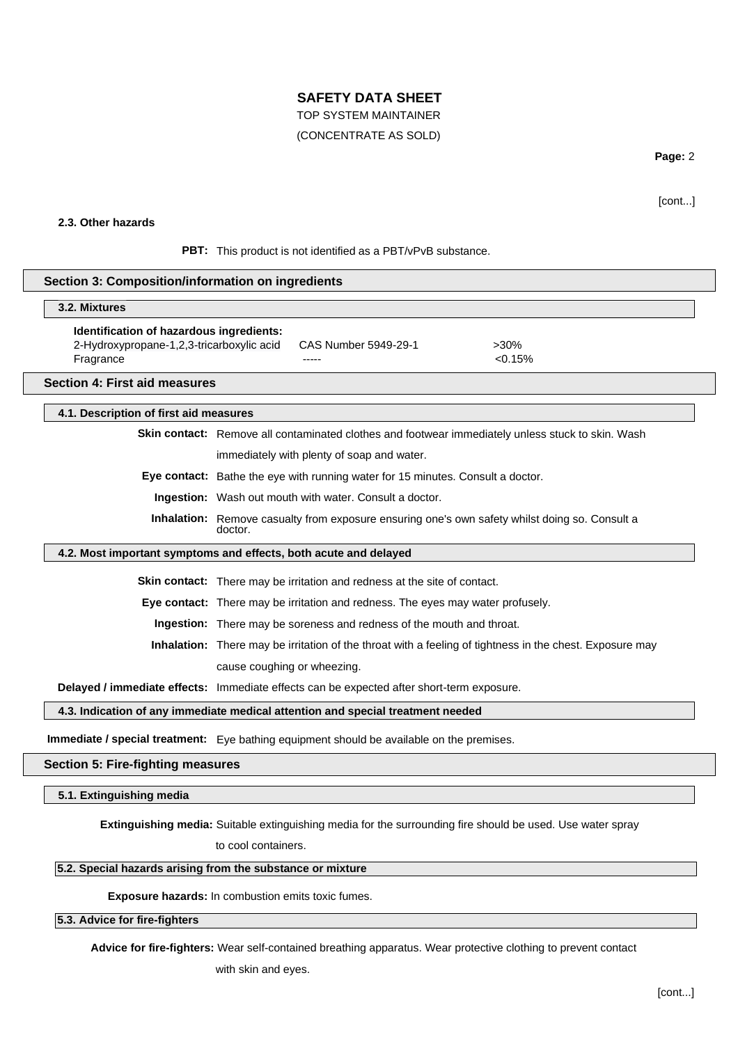[cont...]

### 2.3. Other hazards

**PBT:** This product is not identified as a PBT/vPvB substance.

## Section 3: Composition/information on ingredients

### 3.2. Mixtures

**Identification of hazardous ingredients:**

| | | |
|---|---|---|
| 2-Hydroxypropane-1,2,3-tricarboxylic acid | CAS Number 5949-29-1 | >30% |
| Fragrance | ----- | <0.15% |

## Section 4: First aid measures

### 4.1. Description of first aid measures

**Skin contact:** Remove all contaminated clothes and footwear immediately unless stuck to skin. Wash immediately with plenty of soap and water.

**Eye contact:** Bathe the eye with running water for 15 minutes. Consult a doctor.

**Ingestion:** Wash out mouth with water. Consult a doctor.

**Inhalation:** Remove casualty from exposure ensuring one's own safety whilst doing so. Consult a doctor.

### 4.2. Most important symptoms and effects, both acute and delayed

**Skin contact:** There may be irritation and redness at the site of contact.

**Eye contact:** There may be irritation and redness. The eyes may water profusely.

**Ingestion:** There may be soreness and redness of the mouth and throat.

**Inhalation:** There may be irritation of the throat with a feeling of tightness in the chest. Exposure may cause coughing or wheezing.

**Delayed / immediate effects:** Immediate effects can be expected after short-term exposure.

### 4.3. Indication of any immediate medical attention and special treatment needed

**Immediate / special treatment:** Eye bathing equipment should be available on the premises.

## Section 5: Fire-fighting measures

### 5.1. Extinguishing media

**Extinguishing media:** Suitable extinguishing media for the surrounding fire should be used. Use water spray to cool containers.

### 5.2. Special hazards arising from the substance or mixture

**Exposure hazards:** In combustion emits toxic fumes.

### 5.3. Advice for fire-fighters

**Advice for fire-fighters:** Wear self-contained breathing apparatus. Wear protective clothing to prevent contact with skin and eyes.

[cont...]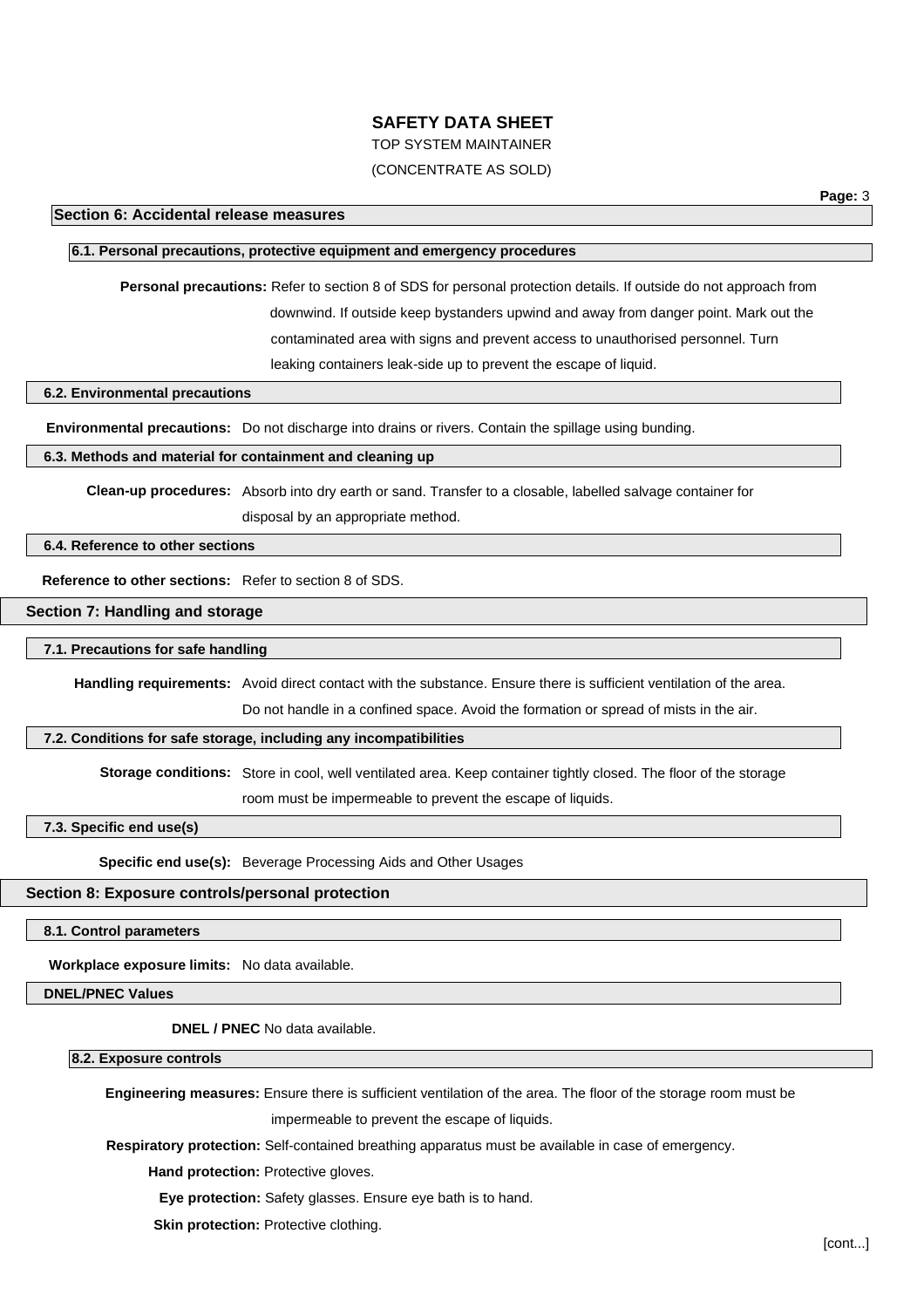# SAFETY DATA SHEET

TOP SYSTEM MAINTAINER

(CONCENTRATE AS SOLD)

## Section 6: Accidental release measures

### 6.1. Personal precautions, protective equipment and emergency procedures

**Personal precautions:** Refer to section 8 of SDS for personal protection details. If outside do not approach from downwind. If outside keep bystanders upwind and away from danger point. Mark out the contaminated area with signs and prevent access to unauthorised personnel. Turn leaking containers leak-side up to prevent the escape of liquid.

### 6.2. Environmental precautions

**Environmental precautions:** Do not discharge into drains or rivers. Contain the spillage using bunding.

### 6.3. Methods and material for containment and cleaning up

**Clean-up procedures:** Absorb into dry earth or sand. Transfer to a closable, labelled salvage container for disposal by an appropriate method.

### 6.4. Reference to other sections

**Reference to other sections:** Refer to section 8 of SDS.

## Section 7: Handling and storage

### 7.1. Precautions for safe handling

**Handling requirements:** Avoid direct contact with the substance. Ensure there is sufficient ventilation of the area. Do not handle in a confined space. Avoid the formation or spread of mists in the air.

### 7.2. Conditions for safe storage, including any incompatibilities

**Storage conditions:** Store in cool, well ventilated area. Keep container tightly closed. The floor of the storage room must be impermeable to prevent the escape of liquids.

### 7.3. Specific end use(s)

**Specific end use(s):** Beverage Processing Aids and Other Usages

## Section 8: Exposure controls/personal protection

### 8.1. Control parameters

**Workplace exposure limits:** No data available.

#### DNEL/PNEC Values

**DNEL / PNEC** No data available.

### 8.2. Exposure controls

**Engineering measures:** Ensure there is sufficient ventilation of the area. The floor of the storage room must be impermeable to prevent the escape of liquids.

**Respiratory protection:** Self-contained breathing apparatus must be available in case of emergency.

**Hand protection:** Protective gloves.

**Eye protection:** Safety glasses. Ensure eye bath is to hand.

**Skin protection:** Protective clothing.

[cont...]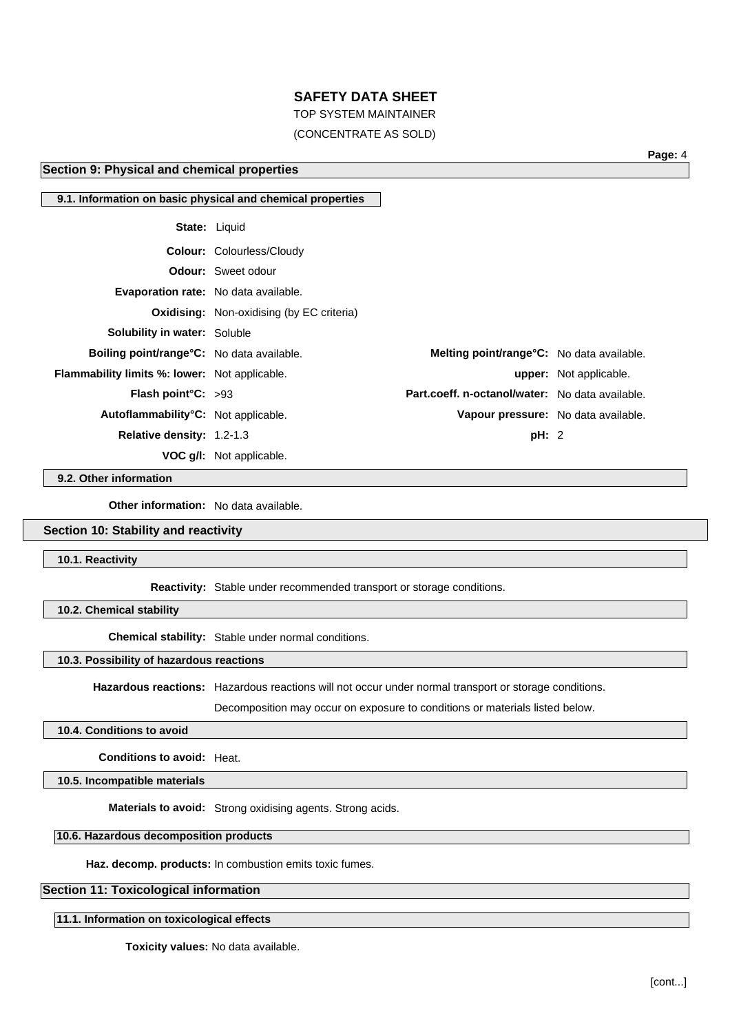## Section 9: Physical and chemical properties

### 9.1. Information on basic physical and chemical properties

**State:** Liquid

**Colour:** Colourless/Cloudy

**Odour:** Sweet odour

**Evaporation rate:** No data available.

**Oxidising:** Non-oxidising (by EC criteria)

**Solubility in water:** Soluble

**Boiling point/range°C:** No data available.

**Melting point/range°C:** No data available.

**Flammability limits %: lower:** Not applicable.

**upper:** Not applicable.

**Flash point°C:** >93

**Part.coeff. n-octanol/water:** No data available.

**Autoflammability°C:** Not applicable.

**Vapour pressure:** No data available.

**Relative density:** 1.2-1.3

**pH:** 2

**VOC g/l:** Not applicable.

### 9.2. Other information

**Other information:** No data available.

## Section 10: Stability and reactivity

### 10.1. Reactivity

**Reactivity:** Stable under recommended transport or storage conditions.

### 10.2. Chemical stability

**Chemical stability:** Stable under normal conditions.

### 10.3. Possibility of hazardous reactions

**Hazardous reactions:** Hazardous reactions will not occur under normal transport or storage conditions.

Decomposition may occur on exposure to conditions or materials listed below.

### 10.4. Conditions to avoid

**Conditions to avoid:** Heat.

### 10.5. Incompatible materials

**Materials to avoid:** Strong oxidising agents. Strong acids.

### 10.6. Hazardous decomposition products

**Haz. decomp. products:** In combustion emits toxic fumes.

## Section 11: Toxicological information

### 11.1. Information on toxicological effects

**Toxicity values:** No data available.

[cont...]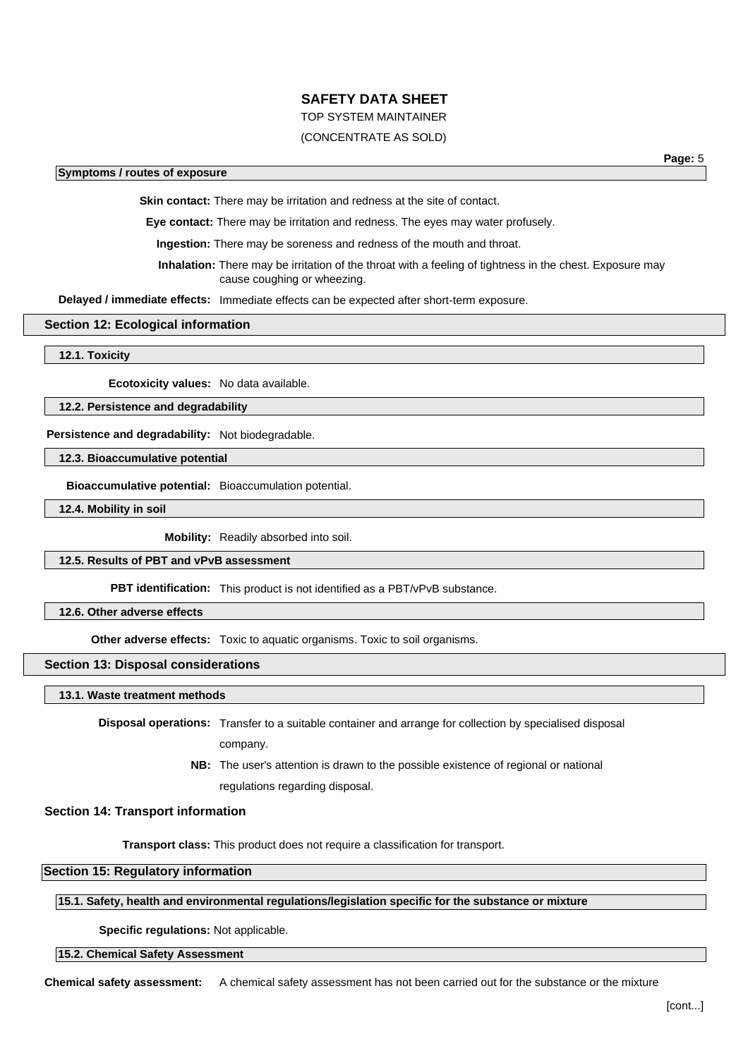#### Symptoms / routes of exposure

**Skin contact:** There may be irritation and redness at the site of contact.

**Eye contact:** There may be irritation and redness. The eyes may water profusely.

**Ingestion:** There may be soreness and redness of the mouth and throat.

**Inhalation:** There may be irritation of the throat with a feeling of tightness in the chest. Exposure may cause coughing or wheezing.

**Delayed / immediate effects:** Immediate effects can be expected after short-term exposure.

## Section 12: Ecological information

### 12.1. Toxicity

**Ecotoxicity values:** No data available.

### 12.2. Persistence and degradability

**Persistence and degradability:** Not biodegradable.

### 12.3. Bioaccumulative potential

**Bioaccumulative potential:** Bioaccumulation potential.

### 12.4. Mobility in soil

**Mobility:** Readily absorbed into soil.

### 12.5. Results of PBT and vPvB assessment

**PBT identification:** This product is not identified as a PBT/vPvB substance.

### 12.6. Other adverse effects

**Other adverse effects:** Toxic to aquatic organisms. Toxic to soil organisms.

## Section 13: Disposal considerations

### 13.1. Waste treatment methods

**Disposal operations:** Transfer to a suitable container and arrange for collection by specialised disposal company.

**NB:** The user's attention is drawn to the possible existence of regional or national regulations regarding disposal.

## Section 14: Transport information

**Transport class:** This product does not require a classification for transport.

## Section 15: Regulatory information

### 15.1. Safety, health and environmental regulations/legislation specific for the substance or mixture

**Specific regulations:** Not applicable.

### 15.2. Chemical Safety Assessment

**Chemical safety assessment:** A chemical safety assessment has not been carried out for the substance or the mixture

[cont...]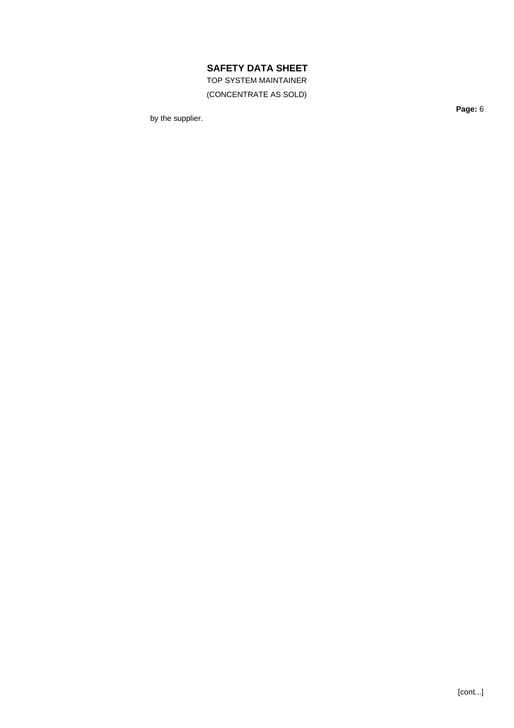by the supplier.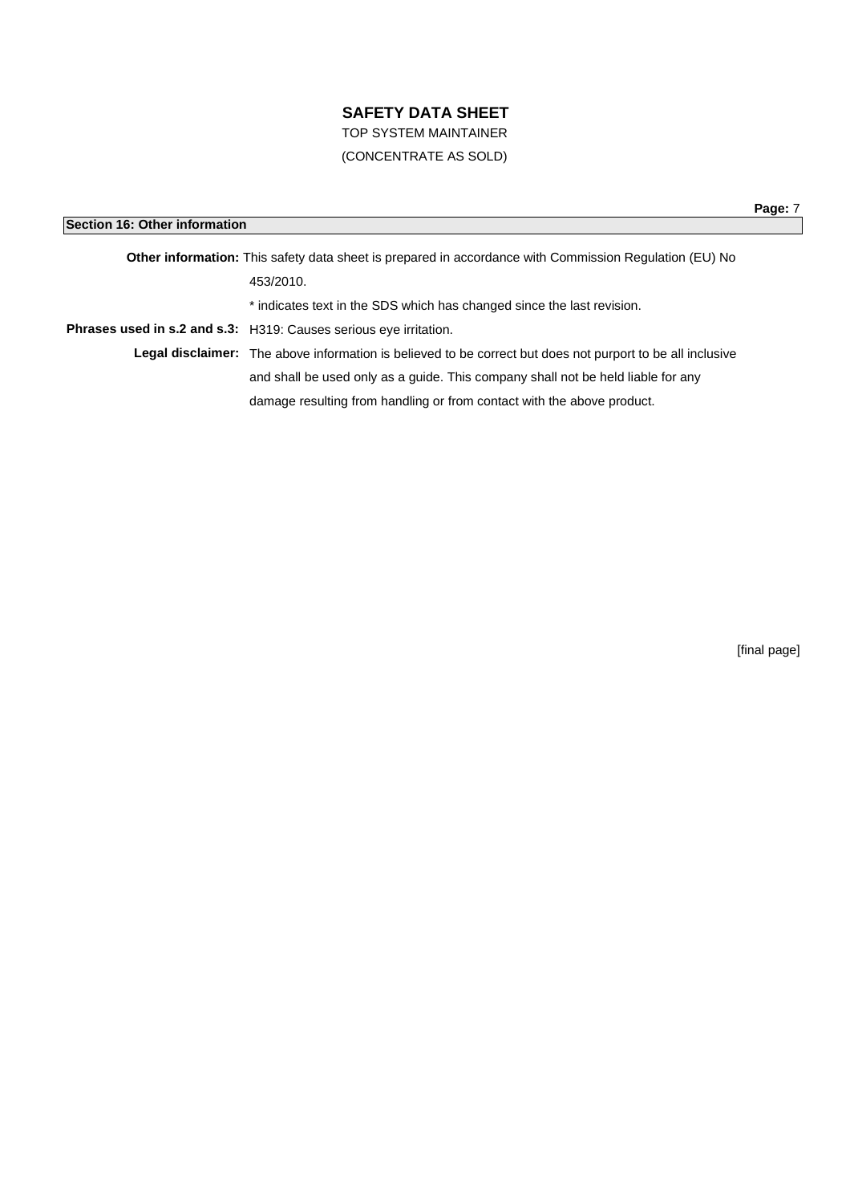# SAFETY DATA SHEET

TOP SYSTEM MAINTAINER

(CONCENTRATE AS SOLD)

## Section 16: Other information

**Other information:** This safety data sheet is prepared in accordance with Commission Regulation (EU) No 453/2010.

* indicates text in the SDS which has changed since the last revision.

**Phrases used in s.2 and s.3:** H319: Causes serious eye irritation.

**Legal disclaimer:** The above information is believed to be correct but does not purport to be all inclusive and shall be used only as a guide. This company shall not be held liable for any damage resulting from handling or from contact with the above product.

[final page]